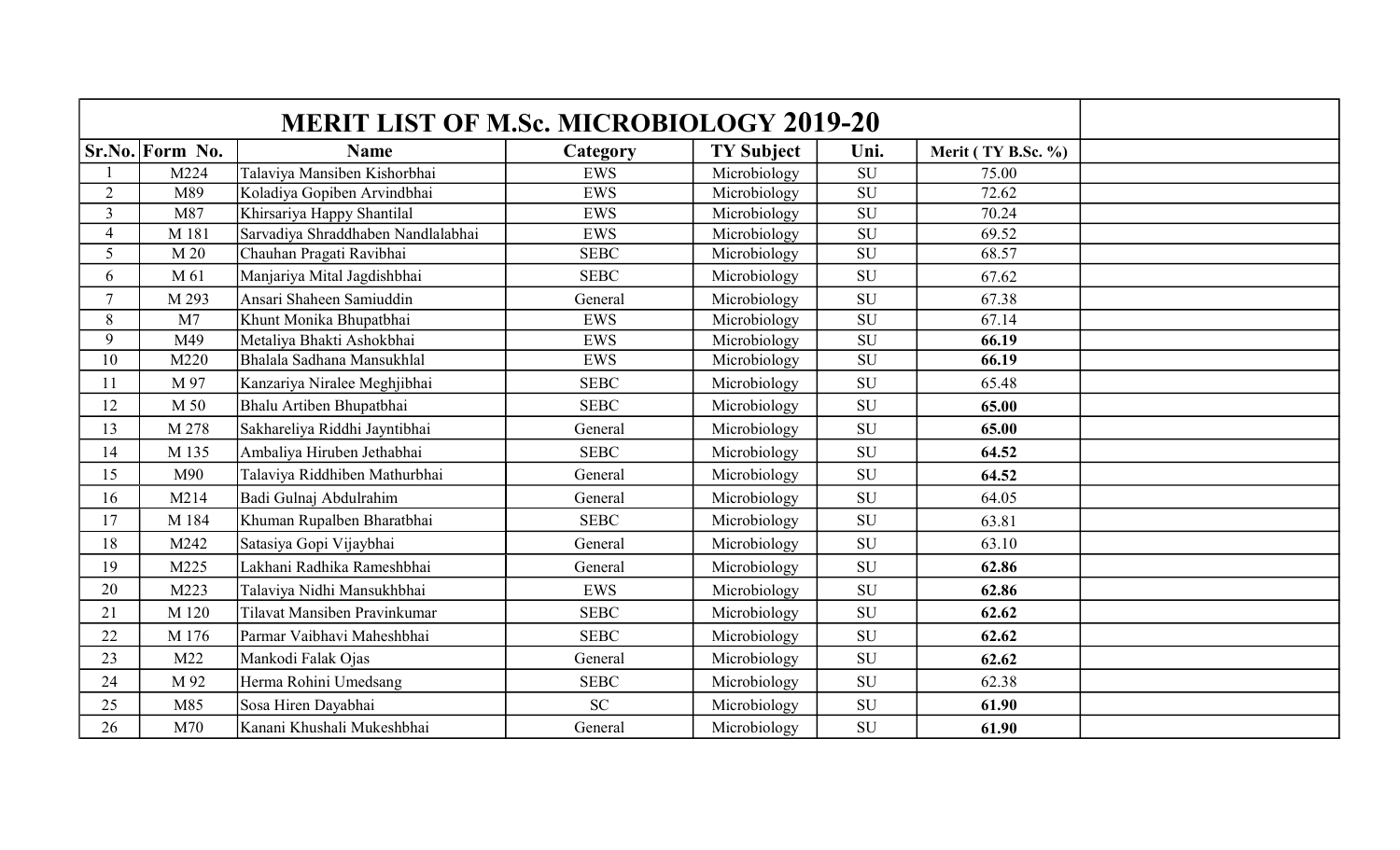# MERIT LIST OF M.Sc. MICROBIOLOGY 2019-20

| Sr.No. | Form No. | Name | Category | TY Subject | Uni. | Merit ( TY B.Sc. %) | |
|---|---|---|---|---|---|---|---|
| 1 | M224 | Talaviya Mansiben Kishorbhai | EWS | Microbiology | SU | 75.00 | |
| 2 | M89 | Koladiya Gopiben Arvindbhai | EWS | Microbiology | SU | 72.62 | |
| 3 | M87 | Khirsariya Happy Shantilal | EWS | Microbiology | SU | 70.24 | |
| 4 | M 181 | Sarvadiya Shraddhaben Nandlalabhai | EWS | Microbiology | SU | 69.52 | |
| 5 | M 20 | Chauhan Pragati Ravibhai | SEBC | Microbiology | SU | 68.57 | |
| 6 | M 61 | Manjariya Mital Jagdishbhai | SEBC | Microbiology | SU | 67.62 | |
| 7 | M 293 | Ansari Shaheen Samiuddin | General | Microbiology | SU | 67.38 | |
| 8 | M7 | Khunt Monika Bhupatbhai | EWS | Microbiology | SU | 67.14 | |
| 9 | M49 | Metaliya Bhakti Ashokbhai | EWS | Microbiology | SU | **66.19** | |
| 10 | M220 | Bhalala Sadhana Mansukhlal | EWS | Microbiology | SU | **66.19** | |
| 11 | M 97 | Kanzariya Niralee Meghjibhai | SEBC | Microbiology | SU | 65.48 | |
| 12 | M 50 | Bhalu Artiben Bhupatbhai | SEBC | Microbiology | SU | **65.00** | |
| 13 | M 278 | Sakhareliya Riddhi Jayntibhai | General | Microbiology | SU | **65.00** | |
| 14 | M 135 | Ambaliya Hiruben Jethabhai | SEBC | Microbiology | SU | **64.52** | |
| 15 | M90 | Talaviya Riddhiben Mathurbhai | General | Microbiology | SU | **64.52** | |
| 16 | M214 | Badi Gulnaj Abdulrahim | General | Microbiology | SU | 64.05 | |
| 17 | M 184 | Khuman Rupalben Bharatbhai | SEBC | Microbiology | SU | 63.81 | |
| 18 | M242 | Satasiya Gopi Vijaybhai | General | Microbiology | SU | 63.10 | |
| 19 | M225 | Lakhani Radhika Rameshbhai | General | Microbiology | SU | **62.86** | |
| 20 | M223 | Talaviya Nidhi Mansukhbhai | EWS | Microbiology | SU | **62.86** | |
| 21 | M 120 | Tilavat Mansiben Pravinkumar | SEBC | Microbiology | SU | **62.62** | |
| 22 | M 176 | Parmar Vaibhavi Maheshbhai | SEBC | Microbiology | SU | **62.62** | |
| 23 | M22 | Mankodi Falak Ojas | General | Microbiology | SU | **62.62** | |
| 24 | M 92 | Herma Rohini Umedsang | SEBC | Microbiology | SU | 62.38 | |
| 25 | M85 | Sosa Hiren Dayabhai | SC | Microbiology | SU | **61.90** | |
| 26 | M70 | Kanani Khushali Mukeshbhai | General | Microbiology | SU | **61.90** | |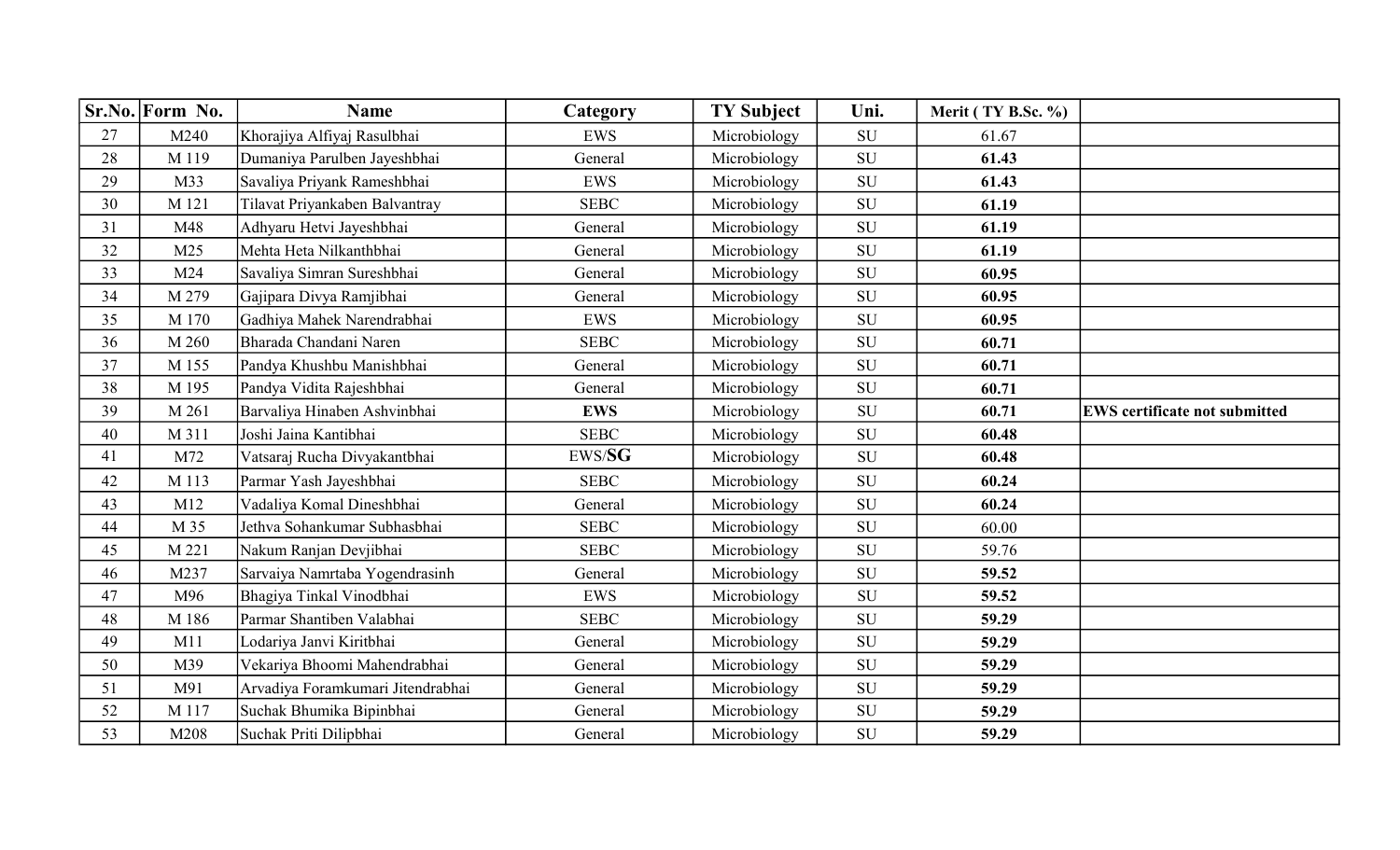| Sr.No. | Form No. | Name | Category | TY Subject | Uni. | Merit ( TY B.Sc. %) | |
|---|---|---|---|---|---|---|---|
| 27 | M240 | Khorajiya Alfiyaj Rasulbhai | EWS | Microbiology | SU | 61.67 | |
| 28 | M 119 | Dumaniya Parulben Jayeshbhai | General | Microbiology | SU | **61.43** | |
| 29 | M33 | Savaliya Priyank Rameshbhai | EWS | Microbiology | SU | **61.43** | |
| 30 | M 121 | Tilavat Priyankaben Balvantray | SEBC | Microbiology | SU | **61.19** | |
| 31 | M48 | Adhyaru Hetvi Jayeshbhai | General | Microbiology | SU | **61.19** | |
| 32 | M25 | Mehta Heta Nilkanthbhai | General | Microbiology | SU | **61.19** | |
| 33 | M24 | Savaliya Simran Sureshbhai | General | Microbiology | SU | **60.95** | |
| 34 | M 279 | Gajipara Divya Ramjibhai | General | Microbiology | SU | **60.95** | |
| 35 | M 170 | Gadhiya Mahek Narendrabhai | EWS | Microbiology | SU | **60.95** | |
| 36 | M 260 | Bharada Chandani Naren | SEBC | Microbiology | SU | **60.71** | |
| 37 | M 155 | Pandya Khushbu Manishbhai | General | Microbiology | SU | **60.71** | |
| 38 | M 195 | Pandya Vidita Rajeshbhai | General | Microbiology | SU | **60.71** | |
| 39 | M 261 | Barvaliya Hinaben Ashvinbhai | **EWS** | Microbiology | SU | **60.71** | **EWS certificate not submitted** |
| 40 | M 311 | Joshi Jaina Kantibhai | SEBC | Microbiology | SU | **60.48** | |
| 41 | M72 | Vatsaraj Rucha Divyakantbhai | EWS/**SG** | Microbiology | SU | **60.48** | |
| 42 | M 113 | Parmar Yash Jayeshbhai | SEBC | Microbiology | SU | **60.24** | |
| 43 | M12 | Vadaliya Komal Dineshbhai | General | Microbiology | SU | **60.24** | |
| 44 | M 35 | Jethva Sohankumar Subhasbhai | SEBC | Microbiology | SU | 60.00 | |
| 45 | M 221 | Nakum Ranjan Devjibhai | SEBC | Microbiology | SU | 59.76 | |
| 46 | M237 | Sarvaiya Namrtaba Yogendrasinh | General | Microbiology | SU | **59.52** | |
| 47 | M96 | Bhagiya Tinkal Vinodbhai | EWS | Microbiology | SU | **59.52** | |
| 48 | M 186 | Parmar Shantiben Valabhai | SEBC | Microbiology | SU | **59.29** | |
| 49 | M11 | Lodariya Janvi Kiritbhai | General | Microbiology | SU | **59.29** | |
| 50 | M39 | Vekariya Bhoomi Mahendrabhai | General | Microbiology | SU | **59.29** | |
| 51 | M91 | Arvadiya Foramkumari Jitendrabhai | General | Microbiology | SU | **59.29** | |
| 52 | M 117 | Suchak Bhumika Bipinbhai | General | Microbiology | SU | **59.29** | |
| 53 | M208 | Suchak Priti Dilipbhai | General | Microbiology | SU | **59.29** | |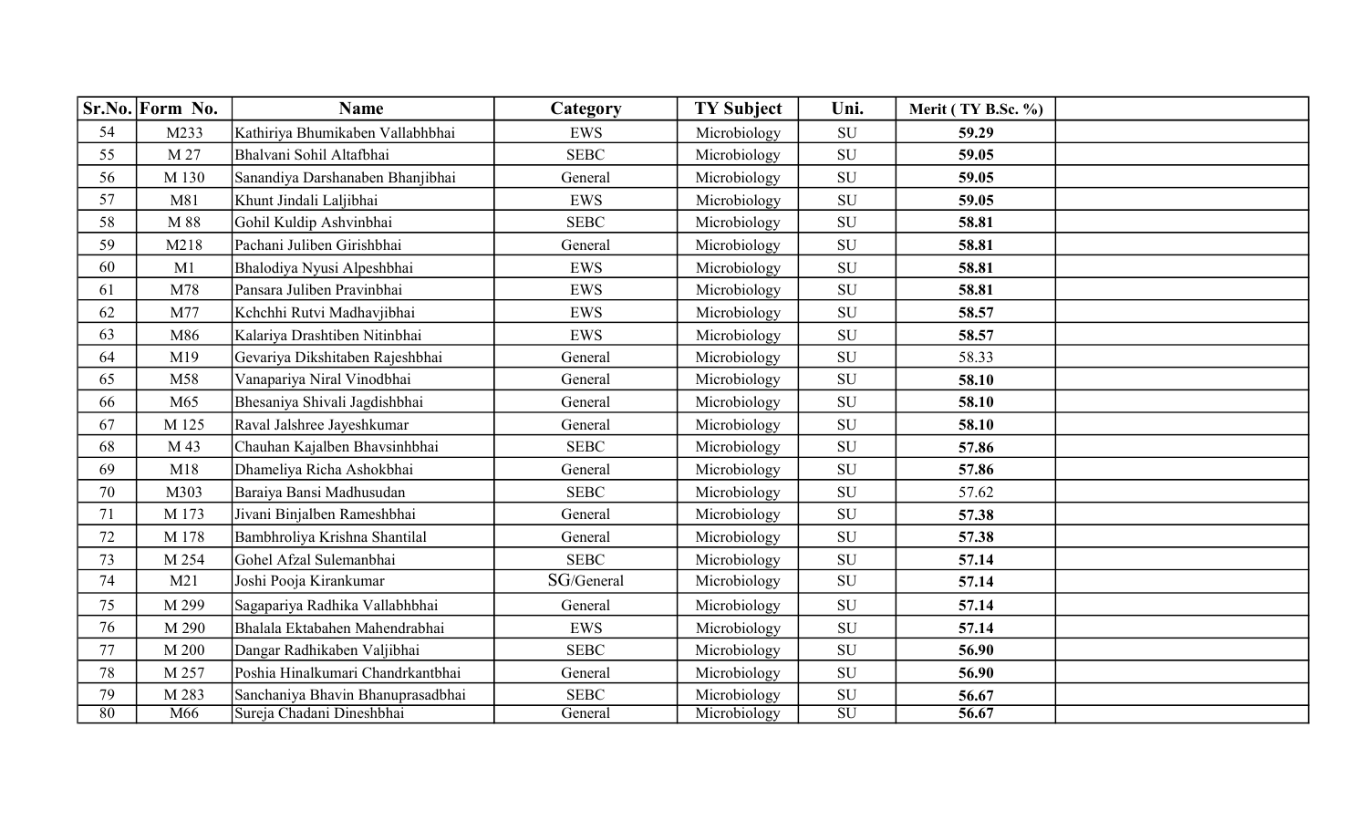| Sr.No. | Form No. | Name | Category | TY Subject | Uni. | Merit ( TY B.Sc. %) | |
|---|---|---|---|---|---|---|---|
| 54 | M233 | Kathiriya Bhumikaben Vallabhbhai | EWS | Microbiology | SU | **59.29** | |
| 55 | M 27 | Bhalvani Sohil Altafbhai | SEBC | Microbiology | SU | **59.05** | |
| 56 | M 130 | Sanandiya Darshanaben Bhanjibhai | General | Microbiology | SU | **59.05** | |
| 57 | M81 | Khunt Jindali Laljibhai | EWS | Microbiology | SU | **59.05** | |
| 58 | M 88 | Gohil Kuldip Ashvinbhai | SEBC | Microbiology | SU | **58.81** | |
| 59 | M218 | Pachani Juliben Girishbhai | General | Microbiology | SU | **58.81** | |
| 60 | M1 | Bhalodiya Nyusi Alpeshbhai | EWS | Microbiology | SU | **58.81** | |
| 61 | M78 | Pansara Juliben Pravinbhai | EWS | Microbiology | SU | **58.81** | |
| 62 | M77 | Kchchhi Rutvi Madhavjibhai | EWS | Microbiology | SU | **58.57** | |
| 63 | M86 | Kalariya Drashtiben Nitinbhai | EWS | Microbiology | SU | **58.57** | |
| 64 | M19 | Gevariya Dikshitaben Rajeshbhai | General | Microbiology | SU | 58.33 | |
| 65 | M58 | Vanapariya Niral Vinodbhai | General | Microbiology | SU | **58.10** | |
| 66 | M65 | Bhesaniya Shivali Jagdishbhai | General | Microbiology | SU | **58.10** | |
| 67 | M 125 | Raval Jalshree Jayeshkumar | General | Microbiology | SU | **58.10** | |
| 68 | M 43 | Chauhan Kajalben Bhavsinhbhai | SEBC | Microbiology | SU | **57.86** | |
| 69 | M18 | Dhameliya Richa Ashokbhai | General | Microbiology | SU | **57.86** | |
| 70 | M303 | Baraiya Bansi Madhusudan | SEBC | Microbiology | SU | 57.62 | |
| 71 | M 173 | Jivani Binjalben Rameshbhai | General | Microbiology | SU | **57.38** | |
| 72 | M 178 | Bambhroliya Krishna Shantilal | General | Microbiology | SU | **57.38** | |
| 73 | M 254 | Gohel Afzal Sulemanbhai | SEBC | Microbiology | SU | **57.14** | |
| 74 | M21 | Joshi Pooja Kirankumar | SG/General | Microbiology | SU | **57.14** | |
| 75 | M 299 | Sagapariya Radhika Vallabhbhai | General | Microbiology | SU | **57.14** | |
| 76 | M 290 | Bhalala Ektabahen Mahendrabhai | EWS | Microbiology | SU | **57.14** | |
| 77 | M 200 | Dangar Radhikaben Valjibhai | SEBC | Microbiology | SU | **56.90** | |
| 78 | M 257 | Poshia Hinalkumari Chandrkantbhai | General | Microbiology | SU | **56.90** | |
| 79 | M 283 | Sanchaniya Bhavin Bhanuprasadbhai | SEBC | Microbiology | SU | **56.67** | |
| 80 | M66 | Sureja Chadani Dineshbhai | General | Microbiology | SU | **56.67** | |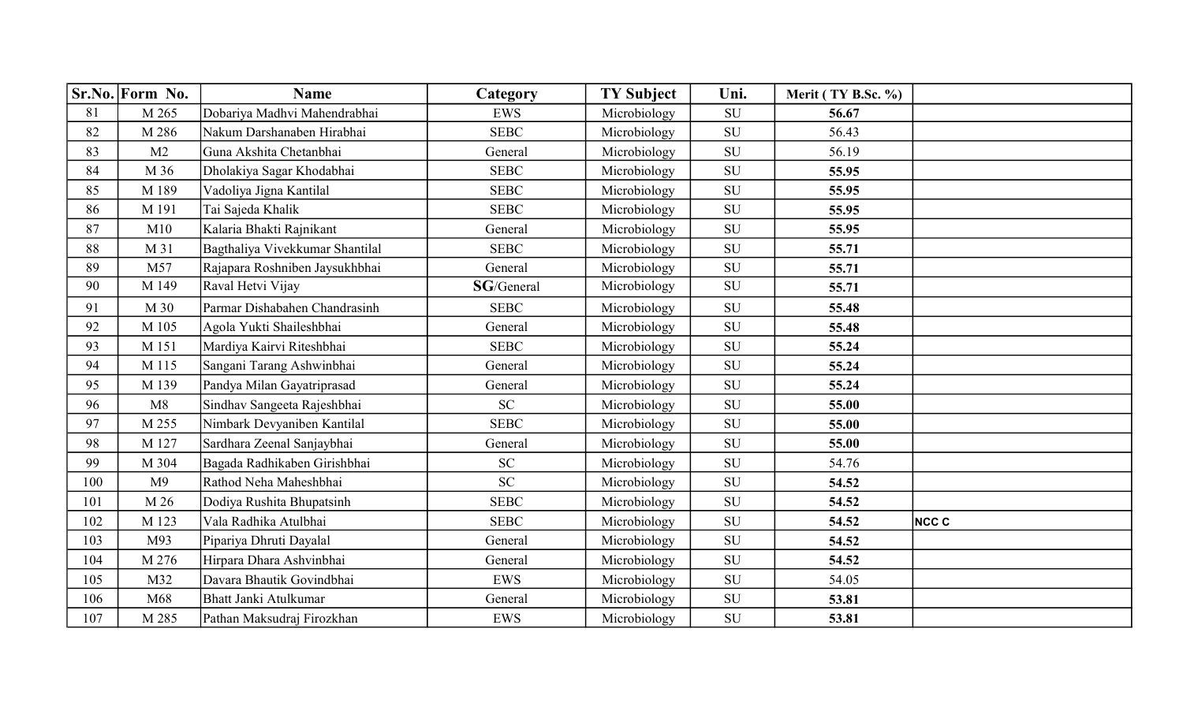| Sr.No. | Form No. | Name | Category | TY Subject | Uni. | Merit ( TY B.Sc. %) | |
|---|---|---|---|---|---|---|---|
| 81 | M 265 | Dobariya Madhvi Mahendrabhai | EWS | Microbiology | SU | **56.67** | |
| 82 | M 286 | Nakum Darshanaben Hirabhai | SEBC | Microbiology | SU | 56.43 | |
| 83 | M2 | Guna Akshita Chetanbhai | General | Microbiology | SU | 56.19 | |
| 84 | M 36 | Dholakiya Sagar Khodabhai | SEBC | Microbiology | SU | **55.95** | |
| 85 | M 189 | Vadoliya Jigna Kantilal | SEBC | Microbiology | SU | **55.95** | |
| 86 | M 191 | Tai Sajeda Khalik | SEBC | Microbiology | SU | **55.95** | |
| 87 | M10 | Kalaria Bhakti Rajnikant | General | Microbiology | SU | **55.95** | |
| 88 | M 31 | Bagthaliya Vivekkumar Shantilal | SEBC | Microbiology | SU | **55.71** | |
| 89 | M57 | Rajapara Roshniben Jaysukhbhai | General | Microbiology | SU | **55.71** | |
| 90 | M 149 | Raval Hetvi Vijay | **SG**/General | Microbiology | SU | **55.71** | |
| 91 | M 30 | Parmar Dishabahen Chandrasinh | SEBC | Microbiology | SU | **55.48** | |
| 92 | M 105 | Agola Yukti Shaileshbhai | General | Microbiology | SU | **55.48** | |
| 93 | M 151 | Mardiya Kairvi Riteshbhai | SEBC | Microbiology | SU | **55.24** | |
| 94 | M 115 | Sangani Tarang Ashwinbhai | General | Microbiology | SU | **55.24** | |
| 95 | M 139 | Pandya Milan Gayatriprasad | General | Microbiology | SU | **55.24** | |
| 96 | M8 | Sindhav Sangeeta Rajeshbhai | SC | Microbiology | SU | **55.00** | |
| 97 | M 255 | Nimbark Devyaniben Kantilal | SEBC | Microbiology | SU | **55.00** | |
| 98 | M 127 | Sardhara Zeenal Sanjaybhai | General | Microbiology | SU | **55.00** | |
| 99 | M 304 | Bagada Radhikaben Girishbhai | SC | Microbiology | SU | 54.76 | |
| 100 | M9 | Rathod Neha Maheshbhai | SC | Microbiology | SU | **54.52** | |
| 101 | M 26 | Dodiya Rushita Bhupatsinh | SEBC | Microbiology | SU | **54.52** | |
| 102 | M 123 | Vala Radhika Atulbhai | SEBC | Microbiology | SU | **54.52** | **NCC C** |
| 103 | M93 | Pipariya Dhruti Dayalal | General | Microbiology | SU | **54.52** | |
| 104 | M 276 | Hirpara Dhara Ashvinbhai | General | Microbiology | SU | **54.52** | |
| 105 | M32 | Davara Bhautik Govindbhai | EWS | Microbiology | SU | 54.05 | |
| 106 | M68 | Bhatt Janki Atulkumar | General | Microbiology | SU | **53.81** | |
| 107 | M 285 | Pathan Maksudraj Firozkhan | EWS | Microbiology | SU | **53.81** | |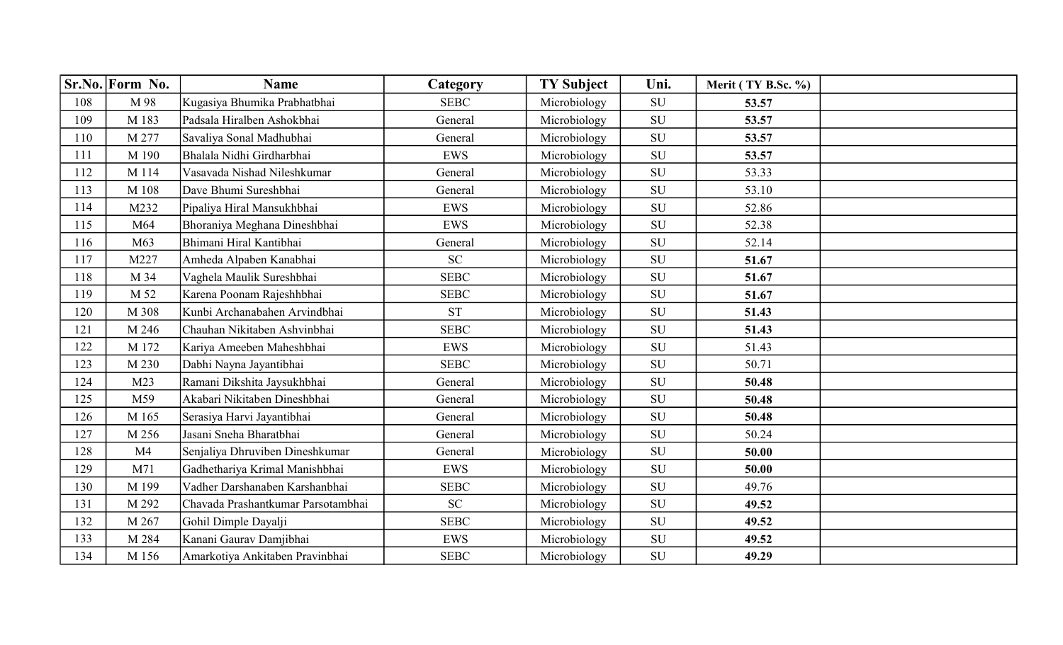| Sr.No. | Form No. | Name | Category | TY Subject | Uni. | Merit ( TY B.Sc. %) | |
|---|---|---|---|---|---|---|---|
| 108 | M 98 | Kugasiya Bhumika Prabhatbhai | SEBC | Microbiology | SU | **53.57** | |
| 109 | M 183 | Padsala Hiralben Ashokbhai | General | Microbiology | SU | **53.57** | |
| 110 | M 277 | Savaliya Sonal Madhubhai | General | Microbiology | SU | **53.57** | |
| 111 | M 190 | Bhalala Nidhi Girdharbhai | EWS | Microbiology | SU | **53.57** | |
| 112 | M 114 | Vasavada Nishad Nileshkumar | General | Microbiology | SU | 53.33 | |
| 113 | M 108 | Dave Bhumi Sureshbhai | General | Microbiology | SU | 53.10 | |
| 114 | M232 | Pipaliya Hiral Mansukhbhai | EWS | Microbiology | SU | 52.86 | |
| 115 | M64 | Bhoraniya Meghana Dineshbhai | EWS | Microbiology | SU | 52.38 | |
| 116 | M63 | Bhimani Hiral Kantibhai | General | Microbiology | SU | 52.14 | |
| 117 | M227 | Amheda Alpaben Kanabhai | SC | Microbiology | SU | **51.67** | |
| 118 | M 34 | Vaghela Maulik Sureshbhai | SEBC | Microbiology | SU | **51.67** | |
| 119 | M 52 | Karena Poonam Rajeshhbhai | SEBC | Microbiology | SU | **51.67** | |
| 120 | M 308 | Kunbi Archanabahen Arvindbhai | ST | Microbiology | SU | **51.43** | |
| 121 | M 246 | Chauhan Nikitaben Ashvinbhai | SEBC | Microbiology | SU | **51.43** | |
| 122 | M 172 | Kariya Ameeben Maheshbhai | EWS | Microbiology | SU | 51.43 | |
| 123 | M 230 | Dabhi Nayna Jayantibhai | SEBC | Microbiology | SU | 50.71 | |
| 124 | M23 | Ramani Dikshita Jaysukhbhai | General | Microbiology | SU | **50.48** | |
| 125 | M59 | Akabari Nikitaben Dineshbhai | General | Microbiology | SU | **50.48** | |
| 126 | M 165 | Serasiya Harvi Jayantibhai | General | Microbiology | SU | **50.48** | |
| 127 | M 256 | Jasani Sneha Bharatbhai | General | Microbiology | SU | 50.24 | |
| 128 | M4 | Senjaliya Dhruviben Dineshkumar | General | Microbiology | SU | **50.00** | |
| 129 | M71 | Gadhethariya Krimal Manishbhai | EWS | Microbiology | SU | **50.00** | |
| 130 | M 199 | Vadher Darshanaben Karshanbhai | SEBC | Microbiology | SU | 49.76 | |
| 131 | M 292 | Chavada Prashantkumar Parsotambhai | SC | Microbiology | SU | **49.52** | |
| 132 | M 267 | Gohil Dimple Dayalji | SEBC | Microbiology | SU | **49.52** | |
| 133 | M 284 | Kanani Gaurav Damjibhai | EWS | Microbiology | SU | **49.52** | |
| 134 | M 156 | Amarkotiya Ankitaben Pravinbhai | SEBC | Microbiology | SU | **49.29** | |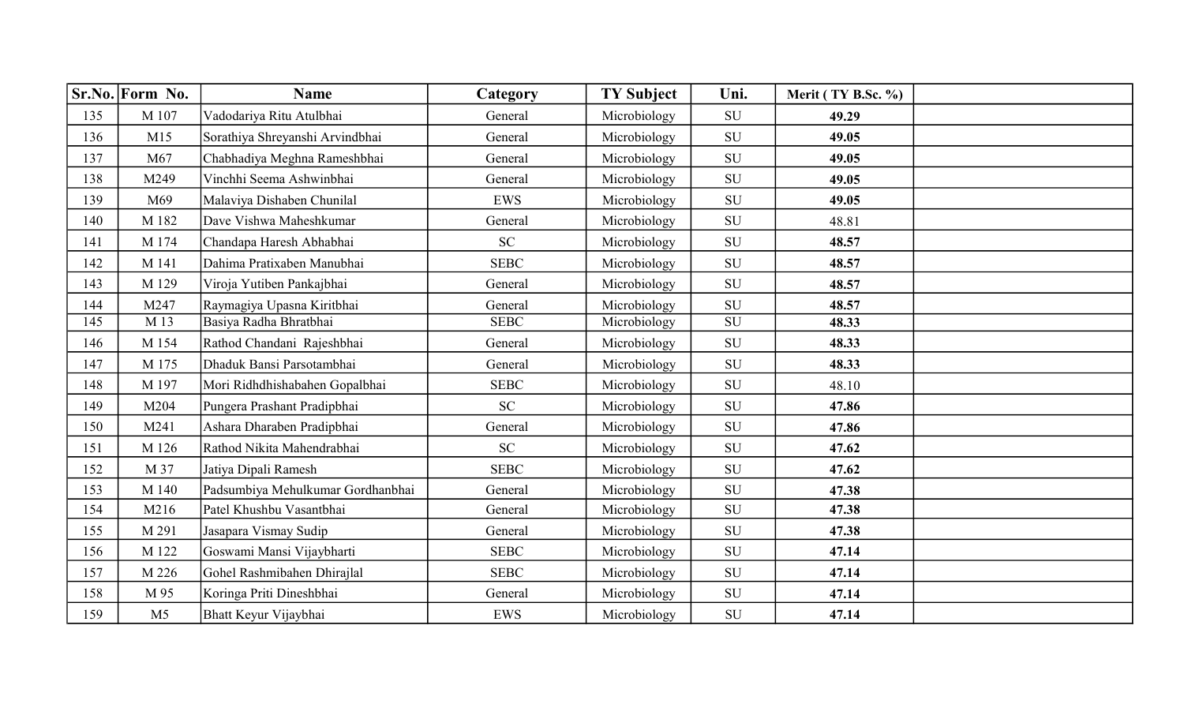| Sr.No. | Form No. | Name | Category | TY Subject | Uni. | Merit ( TY B.Sc. %) | |
|---|---|---|---|---|---|---|---|
| 135 | M 107 | Vadodariya Ritu Atulbhai | General | Microbiology | SU | **49.29** | |
| 136 | M15 | Sorathiya Shreyanshi Arvindbhai | General | Microbiology | SU | **49.05** | |
| 137 | M67 | Chabhadiya Meghna Rameshbhai | General | Microbiology | SU | **49.05** | |
| 138 | M249 | Vinchhi Seema Ashwinbhai | General | Microbiology | SU | **49.05** | |
| 139 | M69 | Malaviya Dishaben Chunilal | EWS | Microbiology | SU | **49.05** | |
| 140 | M 182 | Dave Vishwa Maheshkumar | General | Microbiology | SU | 48.81 | |
| 141 | M 174 | Chandapa Haresh Abhabhai | SC | Microbiology | SU | **48.57** | |
| 142 | M 141 | Dahima Pratixaben Manubhai | SEBC | Microbiology | SU | **48.57** | |
| 143 | M 129 | Viroja Yutiben Pankajbhai | General | Microbiology | SU | **48.57** | |
| 144 | M247 | Raymagiya Upasna Kiritbhai | General | Microbiology | SU | **48.57** | |
| 145 | M 13 | Basiya Radha Bhratbhai | SEBC | Microbiology | SU | **48.33** | |
| 146 | M 154 | Rathod Chandani Rajeshbhai | General | Microbiology | SU | **48.33** | |
| 147 | M 175 | Dhaduk Bansi Parsotambhai | General | Microbiology | SU | **48.33** | |
| 148 | M 197 | Mori Ridhdhishabahen Gopalbhai | SEBC | Microbiology | SU | 48.10 | |
| 149 | M204 | Pungera Prashant Pradipbhai | SC | Microbiology | SU | **47.86** | |
| 150 | M241 | Ashara Dharaben Pradipbhai | General | Microbiology | SU | **47.86** | |
| 151 | M 126 | Rathod Nikita Mahendrabhai | SC | Microbiology | SU | **47.62** | |
| 152 | M 37 | Jatiya Dipali Ramesh | SEBC | Microbiology | SU | **47.62** | |
| 153 | M 140 | Padsumbiya Mehulkumar Gordhanbhai | General | Microbiology | SU | **47.38** | |
| 154 | M216 | Patel Khushbu Vasantbhai | General | Microbiology | SU | **47.38** | |
| 155 | M 291 | Jasapara Vismay Sudip | General | Microbiology | SU | **47.38** | |
| 156 | M 122 | Goswami Mansi Vijaybharti | SEBC | Microbiology | SU | **47.14** | |
| 157 | M 226 | Gohel Rashmibahen Dhirajlal | SEBC | Microbiology | SU | **47.14** | |
| 158 | M 95 | Koringa Priti Dineshbhai | General | Microbiology | SU | **47.14** | |
| 159 | M5 | Bhatt Keyur Vijaybhai | EWS | Microbiology | SU | **47.14** | |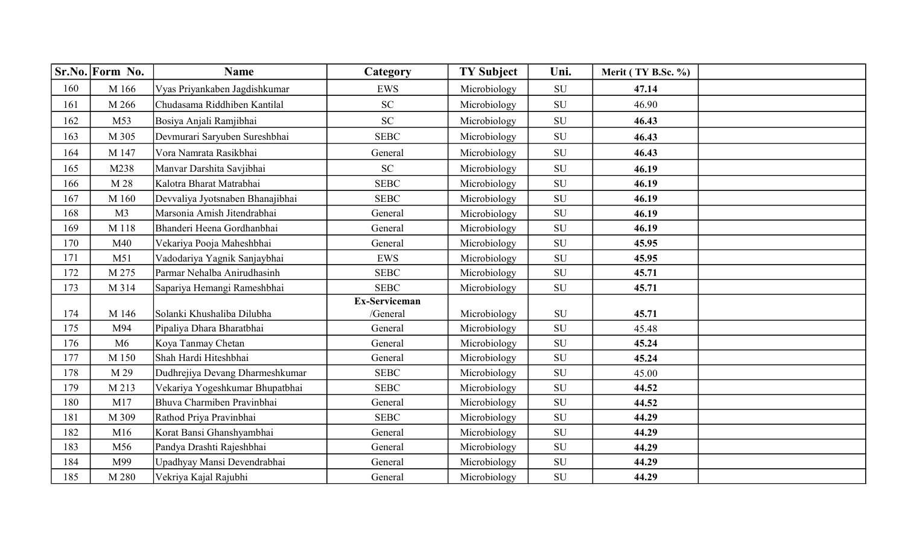| Sr.No. | Form No. | Name | Category | TY Subject | Uni. | Merit ( TY B.Sc. %) | |
|---|---|---|---|---|---|---|---|
| 160 | M 166 | Vyas Priyankaben Jagdishkumar | EWS | Microbiology | SU | **47.14** | |
| 161 | M 266 | Chudasama Riddhiben Kantilal | SC | Microbiology | SU | 46.90 | |
| 162 | M53 | Bosiya Anjali Ramjibhai | SC | Microbiology | SU | **46.43** | |
| 163 | M 305 | Devmurari Saryuben Sureshbhai | SEBC | Microbiology | SU | **46.43** | |
| 164 | M 147 | Vora Namrata Rasikbhai | General | Microbiology | SU | **46.43** | |
| 165 | M238 | Manvar Darshita Savjibhai | SC | Microbiology | SU | **46.19** | |
| 166 | M 28 | Kalotra Bharat Matrabhai | SEBC | Microbiology | SU | **46.19** | |
| 167 | M 160 | Devvaliya Jyotsnaben Bhanajibhai | SEBC | Microbiology | SU | **46.19** | |
| 168 | M3 | Marsonia Amish Jitendrabhai | General | Microbiology | SU | **46.19** | |
| 169 | M 118 | Bhanderi Heena Gordhanbhai | General | Microbiology | SU | **46.19** | |
| 170 | M40 | Vekariya Pooja Maheshbhai | General | Microbiology | SU | **45.95** | |
| 171 | M51 | Vadodariya Yagnik Sanjaybhai | EWS | Microbiology | SU | **45.95** | |
| 172 | M 275 | Parmar Nehalba Anirudhasinh | SEBC | Microbiology | SU | **45.71** | |
| 173 | M 314 | Sapariya Hemangi Rameshbhai | SEBC | Microbiology | SU | **45.71** | |
| 174 | M 146 | Solanki Khushaliba Dilubha | **Ex-Serviceman** /General | Microbiology | SU | **45.71** | |
| 175 | M94 | Pipaliya Dhara Bharatbhai | General | Microbiology | SU | 45.48 | |
| 176 | M6 | Koya Tanmay Chetan | General | Microbiology | SU | **45.24** | |
| 177 | M 150 | Shah Hardi Hiteshbhai | General | Microbiology | SU | **45.24** | |
| 178 | M 29 | Dudhrejiya Devang Dharmeshkumar | SEBC | Microbiology | SU | 45.00 | |
| 179 | M 213 | Vekariya Yogeshkumar Bhupatbhai | SEBC | Microbiology | SU | **44.52** | |
| 180 | M17 | Bhuva Charmiben Pravinbhai | General | Microbiology | SU | **44.52** | |
| 181 | M 309 | Rathod Priya Pravinbhai | SEBC | Microbiology | SU | **44.29** | |
| 182 | M16 | Korat Bansi Ghanshyambhai | General | Microbiology | SU | **44.29** | |
| 183 | M56 | Pandya Drashti Rajeshbhai | General | Microbiology | SU | **44.29** | |
| 184 | M99 | Upadhyay Mansi Devendrabhai | General | Microbiology | SU | **44.29** | |
| 185 | M 280 | Vekriya Kajal Rajubhi | General | Microbiology | SU | **44.29** | |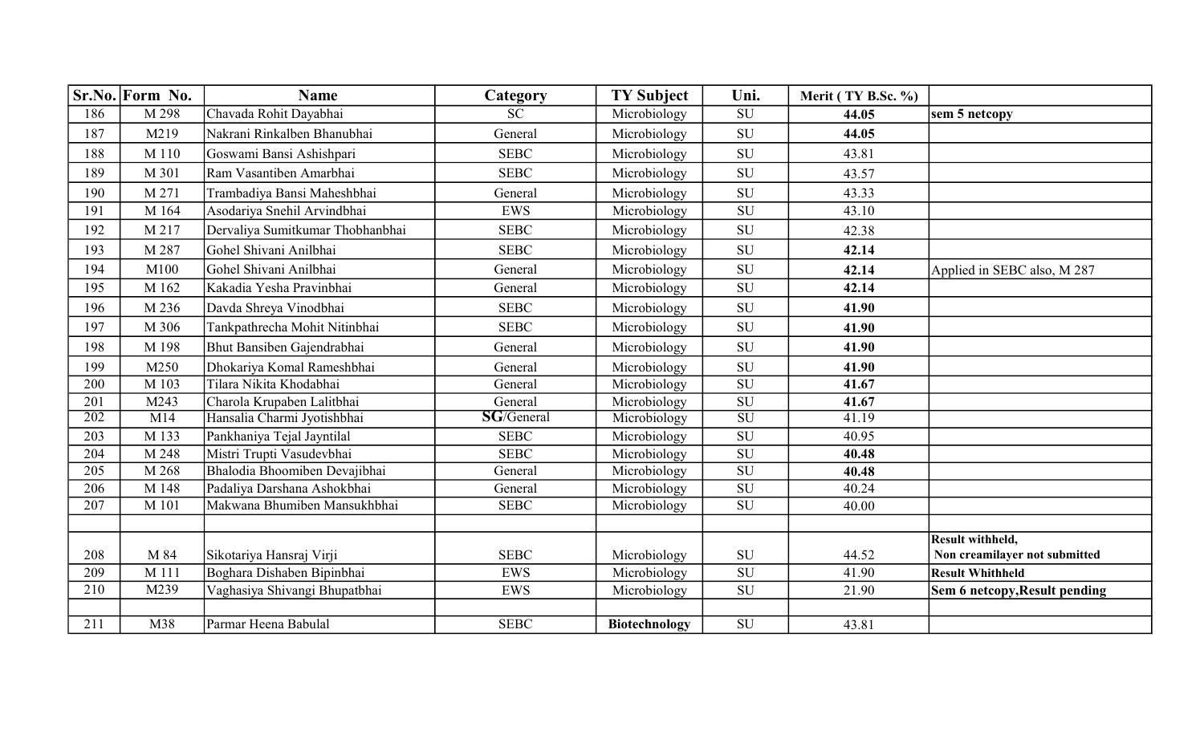| Sr.No. | Form No. | Name | Category | TY Subject | Uni. | Merit ( TY B.Sc. %) | |
|---|---|---|---|---|---|---|---|
| 186 | M 298 | Chavada Rohit Dayabhai | SC | Microbiology | SU | **44.05** | **sem 5 netcopy** |
| 187 | M219 | Nakrani Rinkalben Bhanubhai | General | Microbiology | SU | **44.05** | |
| 188 | M 110 | Goswami Bansi Ashishpari | SEBC | Microbiology | SU | 43.81 | |
| 189 | M 301 | Ram Vasantiben Amarbhai | SEBC | Microbiology | SU | 43.57 | |
| 190 | M 271 | Trambadiya Bansi Maheshbhai | General | Microbiology | SU | 43.33 | |
| 191 | M 164 | Asodariya Snehil Arvindbhai | EWS | Microbiology | SU | 43.10 | |
| 192 | M 217 | Dervaliya Sumitkumar Thobhanbhai | SEBC | Microbiology | SU | 42.38 | |
| 193 | M 287 | Gohel Shivani Anilbhai | SEBC | Microbiology | SU | **42.14** | |
| 194 | M100 | Gohel Shivani Anilbhai | General | Microbiology | SU | **42.14** | Applied in SEBC also, M 287 |
| 195 | M 162 | Kakadia Yesha Pravinbhai | General | Microbiology | SU | **42.14** | |
| 196 | M 236 | Davda Shreya Vinodbhai | SEBC | Microbiology | SU | **41.90** | |
| 197 | M 306 | Tankpathrecha Mohit Nitinbhai | SEBC | Microbiology | SU | **41.90** | |
| 198 | M 198 | Bhut Bansiben Gajendrabhai | General | Microbiology | SU | **41.90** | |
| 199 | M250 | Dhokariya Komal Rameshbhai | General | Microbiology | SU | **41.90** | |
| 200 | M 103 | Tilara Nikita Khodabhai | General | Microbiology | SU | **41.67** | |
| 201 | M243 | Charola Krupaben Lalitbhai | General | Microbiology | SU | **41.67** | |
| 202 | M14 | Hansalia Charmi Jyotishbhai | **SG**/General | Microbiology | SU | 41.19 | |
| 203 | M 133 | Pankhaniya Tejal Jayntilal | SEBC | Microbiology | SU | 40.95 | |
| 204 | M 248 | Mistri Trupti Vasudevbhai | SEBC | Microbiology | SU | **40.48** | |
| 205 | M 268 | Bhalodia Bhoomiben Devajibhai | General | Microbiology | SU | **40.48** | |
| 206 | M 148 | Padaliya Darshana Ashokbhai | General | Microbiology | SU | 40.24 | |
| 207 | M 101 | Makwana Bhumiben Mansukhbhai | SEBC | Microbiology | SU | 40.00 | |
| | | | | | | | |
| 208 | M 84 | Sikotariya Hansraj Virji | SEBC | Microbiology | SU | 44.52 | **Result withheld, Non creamilayer not submitted** |
| 209 | M 111 | Boghara Dishaben Bipinbhai | EWS | Microbiology | SU | 41.90 | **Result Whithheld** |
| 210 | M239 | Vaghasiya Shivangi Bhupatbhai | EWS | Microbiology | SU | 21.90 | **Sem 6 netcopy,Result pending** |
| | | | | | | | |
| 211 | M38 | Parmar Heena Babulal | SEBC | **Biotechnology** | SU | 43.81 | |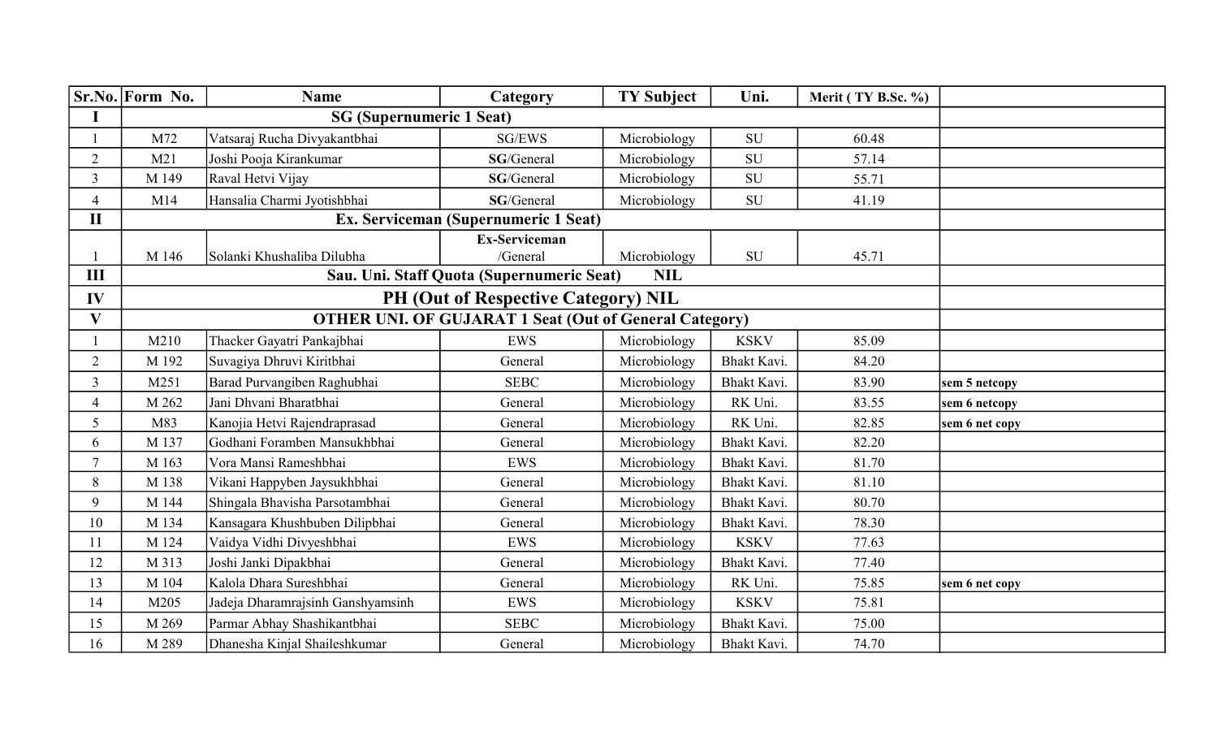| Sr.No. | Form No. | Name | Category | TY Subject | Uni. | Merit ( TY B.Sc. %) | |
|---|---|---|---|---|---|---|---|
| I | SG (Supernumeric 1 Seat) | | | | | | |
| 1 | M72 | Vatsaraj Rucha Divyakantbhai | SG/EWS | Microbiology | SU | 60.48 | |
| 2 | M21 | Joshi Pooja Kirankumar | **SG**/General | Microbiology | SU | 57.14 | |
| 3 | M 149 | Raval Hetvi Vijay | **SG**/General | Microbiology | SU | 55.71 | |
| 4 | M14 | Hansalia Charmi Jyotishbhai | **SG**/General | Microbiology | SU | 41.19 | |
| II | Ex. Serviceman (Supernumeric 1 Seat) | | | | | | |
| 1 | M 146 | Solanki Khushaliba Dilubha | **Ex-Serviceman** /General | Microbiology | SU | 45.71 | |
| III | Sau. Uni. Staff Quota (Supernumeric Seat) NIL | | | | | | |
| IV | PH (Out of Respective Category) NIL | | | | | | |
| V | OTHER UNI. OF GUJARAT 1 Seat (Out of General Category) | | | | | | |
| 1 | M210 | Thacker Gayatri Pankajbhai | EWS | Microbiology | KSKV | 85.09 | |
| 2 | M 192 | Suvagiya Dhruvi Kiritbhai | General | Microbiology | Bhakt Kavi. | 84.20 | |
| 3 | M251 | Barad Purvangiben Raghubhai | SEBC | Microbiology | Bhakt Kavi. | 83.90 | **sem 5 netcopy** |
| 4 | M 262 | Jani Dhvani Bharatbhai | General | Microbiology | RK Uni. | 83.55 | **sem 6 netcopy** |
| 5 | M83 | Kanojia Hetvi Rajendraprasad | General | Microbiology | RK Uni. | 82.85 | **sem 6 net copy** |
| 6 | M 137 | Godhani Foramben Mansukhbhai | General | Microbiology | Bhakt Kavi. | 82.20 | |
| 7 | M 163 | Vora Mansi Rameshbhai | EWS | Microbiology | Bhakt Kavi. | 81.70 | |
| 8 | M 138 | Vikani Happyben Jaysukhbhai | General | Microbiology | Bhakt Kavi. | 81.10 | |
| 9 | M 144 | Shingala Bhavisha Parsotambhai | General | Microbiology | Bhakt Kavi. | 80.70 | |
| 10 | M 134 | Kansagara Khushbuben Dilipbhai | General | Microbiology | Bhakt Kavi. | 78.30 | |
| 11 | M 124 | Vaidya Vidhi Divyeshbhai | EWS | Microbiology | KSKV | 77.63 | |
| 12 | M 313 | Joshi Janki Dipakbhai | General | Microbiology | Bhakt Kavi. | 77.40 | |
| 13 | M 104 | Kalola Dhara Sureshbhai | General | Microbiology | RK Uni. | 75.85 | **sem 6 net copy** |
| 14 | M205 | Jadeja Dharamrajsinh Ganshyamsinh | EWS | Microbiology | KSKV | 75.81 | |
| 15 | M 269 | Parmar Abhay Shashikantbhai | SEBC | Microbiology | Bhakt Kavi. | 75.00 | |
| 16 | M 289 | Dhanesha Kinjal Shaileshkumar | General | Microbiology | Bhakt Kavi. | 74.70 | |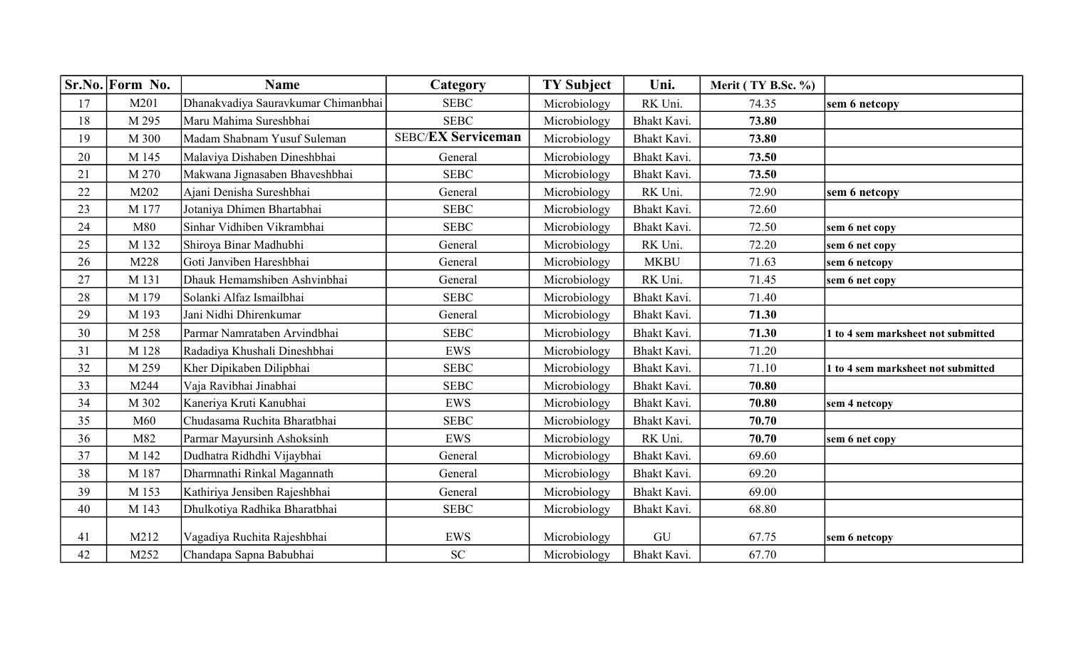| Sr.No. | Form No. | Name | Category | TY Subject | Uni. | Merit ( TY B.Sc. %) | |
|---|---|---|---|---|---|---|---|
| 17 | M201 | Dhanakvadiya Sauravkumar Chimanbhai | SEBC | Microbiology | RK Uni. | 74.35 | **sem 6 netcopy** |
| 18 | M 295 | Maru Mahima Sureshbhai | SEBC | Microbiology | Bhakt Kavi. | **73.80** | |
| 19 | M 300 | Madam Shabnam Yusuf Suleman | SEBC/**EX Serviceman** | Microbiology | Bhakt Kavi. | **73.80** | |
| 20 | M 145 | Malaviya Dishaben Dineshbhai | General | Microbiology | Bhakt Kavi. | **73.50** | |
| 21 | M 270 | Makwana Jignasaben Bhaveshbhai | SEBC | Microbiology | Bhakt Kavi. | **73.50** | |
| 22 | M202 | Ajani Denisha Sureshbhai | General | Microbiology | RK Uni. | 72.90 | **sem 6 netcopy** |
| 23 | M 177 | Jotaniya Dhimen Bhartabhai | SEBC | Microbiology | Bhakt Kavi. | 72.60 | |
| 24 | M80 | Sinhar Vidhiben Vikrambhai | SEBC | Microbiology | Bhakt Kavi. | 72.50 | **sem 6 net copy** |
| 25 | M 132 | Shiroya Binar Madhubhi | General | Microbiology | RK Uni. | 72.20 | **sem 6 net copy** |
| 26 | M228 | Goti Janviben Hareshbhai | General | Microbiology | MKBU | 71.63 | **sem 6 netcopy** |
| 27 | M 131 | Dhauk Hemamshiben Ashvinbhai | General | Microbiology | RK Uni. | 71.45 | **sem 6 net copy** |
| 28 | M 179 | Solanki Alfaz Ismailbhai | SEBC | Microbiology | Bhakt Kavi. | 71.40 | |
| 29 | M 193 | Jani Nidhi Dhirenkumar | General | Microbiology | Bhakt Kavi. | **71.30** | |
| 30 | M 258 | Parmar Namrataben Arvindbhai | SEBC | Microbiology | Bhakt Kavi. | **71.30** | **1 to 4 sem marksheet not submitted** |
| 31 | M 128 | Radadiya Khushali Dineshbhai | EWS | Microbiology | Bhakt Kavi. | 71.20 | |
| 32 | M 259 | Kher Dipikaben Dilipbhai | SEBC | Microbiology | Bhakt Kavi. | 71.10 | **1 to 4 sem marksheet not submitted** |
| 33 | M244 | Vaja Ravibhai Jinabhai | SEBC | Microbiology | Bhakt Kavi. | **70.80** | |
| 34 | M 302 | Kaneriya Kruti Kanubhai | EWS | Microbiology | Bhakt Kavi. | **70.80** | **sem 4 netcopy** |
| 35 | M60 | Chudasama Ruchita Bharatbhai | SEBC | Microbiology | Bhakt Kavi. | **70.70** | |
| 36 | M82 | Parmar Mayursinh Ashoksinh | EWS | Microbiology | RK Uni. | **70.70** | **sem 6 net copy** |
| 37 | M 142 | Dudhatra Ridhdhi Vijaybhai | General | Microbiology | Bhakt Kavi. | 69.60 | |
| 38 | M 187 | Dharmnathi Rinkal Magannath | General | Microbiology | Bhakt Kavi. | 69.20 | |
| 39 | M 153 | Kathiriya Jensiben Rajeshbhai | General | Microbiology | Bhakt Kavi. | 69.00 | |
| 40 | M 143 | Dhulkotiya Radhika Bharatbhai | SEBC | Microbiology | Bhakt Kavi. | 68.80 | |
| 41 | M212 | Vagadiya Ruchita Rajeshbhai | EWS | Microbiology | GU | 67.75 | **sem 6 netcopy** |
| 42 | M252 | Chandapa Sapna Babubhai | SC | Microbiology | Bhakt Kavi. | 67.70 | |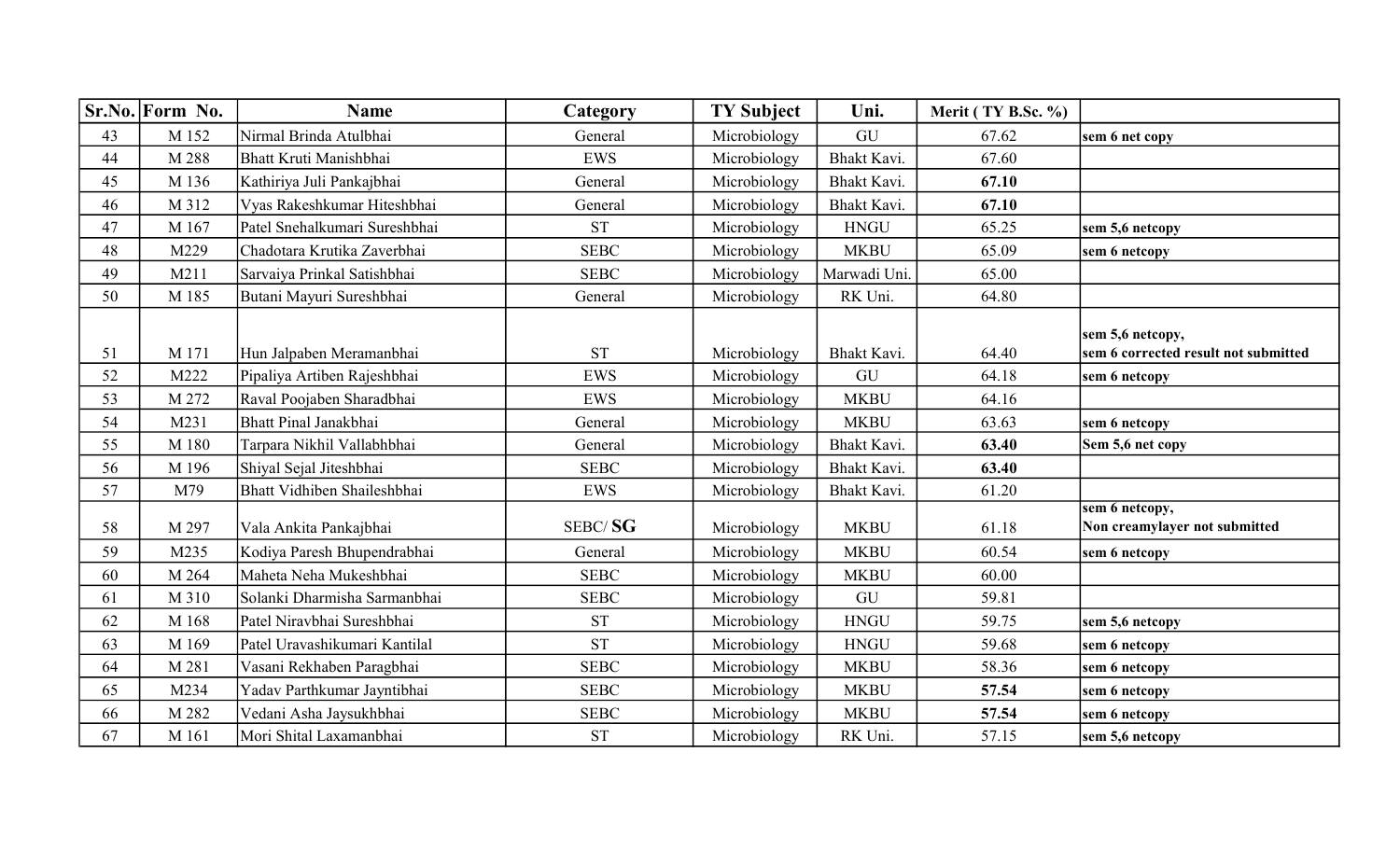| Sr.No. | Form No. | Name | Category | TY Subject | Uni. | Merit ( TY B.Sc. %) | |
|---|---|---|---|---|---|---|---|
| 43 | M 152 | Nirmal Brinda Atulbhai | General | Microbiology | GU | 67.62 | **sem 6 net copy** |
| 44 | M 288 | Bhatt Kruti Manishbhai | EWS | Microbiology | Bhakt Kavi. | 67.60 | |
| 45 | M 136 | Kathiriya Juli Pankajbhai | General | Microbiology | Bhakt Kavi. | **67.10** | |
| 46 | M 312 | Vyas Rakeshkumar Hiteshbhai | General | Microbiology | Bhakt Kavi. | **67.10** | |
| 47 | M 167 | Patel Snehalkumari Sureshbhai | ST | Microbiology | HNGU | 65.25 | **sem 5,6 netcopy** |
| 48 | M229 | Chadotara Krutika Zaverbhai | SEBC | Microbiology | MKBU | 65.09 | **sem 6 netcopy** |
| 49 | M211 | Sarvaiya Prinkal Satishbhai | SEBC | Microbiology | Marwadi Uni. | 65.00 | |
| 50 | M 185 | Butani Mayuri Sureshbhai | General | Microbiology | RK Uni. | 64.80 | |
| 51 | M 171 | Hun Jalpaben Meramanbhai | ST | Microbiology | Bhakt Kavi. | 64.40 | **sem 5,6 netcopy, sem 6 corrected result not submitted** |
| 52 | M222 | Pipaliya Artiben Rajeshbhai | EWS | Microbiology | GU | 64.18 | **sem 6 netcopy** |
| 53 | M 272 | Raval Poojaben Sharadbhai | EWS | Microbiology | MKBU | 64.16 | |
| 54 | M231 | Bhatt Pinal Janakbhai | General | Microbiology | MKBU | 63.63 | **sem 6 netcopy** |
| 55 | M 180 | Tarpara Nikhil Vallabhbhai | General | Microbiology | Bhakt Kavi. | **63.40** | **Sem 5,6 net copy** |
| 56 | M 196 | Shiyal Sejal Jiteshbhai | SEBC | Microbiology | Bhakt Kavi. | **63.40** | |
| 57 | M79 | Bhatt Vidhiben Shaileshbhai | EWS | Microbiology | Bhakt Kavi. | 61.20 | |
| 58 | M 297 | Vala Ankita Pankajbhai | SEBC/ **SG** | Microbiology | MKBU | 61.18 | **sem 6 netcopy, Non creamylayer not submitted** |
| 59 | M235 | Kodiya Paresh Bhupendrabhai | General | Microbiology | MKBU | 60.54 | **sem 6 netcopy** |
| 60 | M 264 | Maheta Neha Mukeshbhai | SEBC | Microbiology | MKBU | 60.00 | |
| 61 | M 310 | Solanki Dharmisha Sarmanbhai | SEBC | Microbiology | GU | 59.81 | |
| 62 | M 168 | Patel Niravbhai Sureshbhai | ST | Microbiology | HNGU | 59.75 | **sem 5,6 netcopy** |
| 63 | M 169 | Patel Uravashikumari Kantilal | ST | Microbiology | HNGU | 59.68 | **sem 6 netcopy** |
| 64 | M 281 | Vasani Rekhaben Paragbhai | SEBC | Microbiology | MKBU | 58.36 | **sem 6 netcopy** |
| 65 | M234 | Yadav Parthkumar Jayntibhai | SEBC | Microbiology | MKBU | **57.54** | **sem 6 netcopy** |
| 66 | M 282 | Vedani Asha Jaysukhbhai | SEBC | Microbiology | MKBU | **57.54** | **sem 6 netcopy** |
| 67 | M 161 | Mori Shital Laxamanbhai | ST | Microbiology | RK Uni. | 57.15 | **sem 5,6 netcopy** |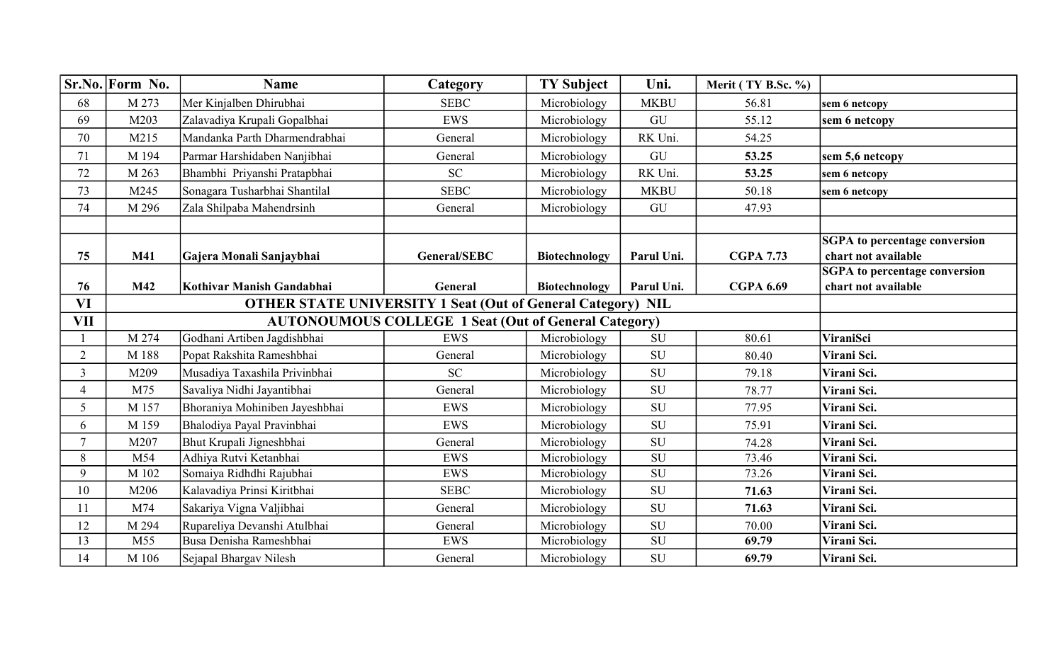| Sr.No. | Form No. | Name | Category | TY Subject | Uni. | Merit ( TY B.Sc. %) | |
|---|---|---|---|---|---|---|---|
| 68 | M 273 | Mer Kinjalben Dhirubhai | SEBC | Microbiology | MKBU | 56.81 | **sem 6 netcopy** |
| 69 | M203 | Zalavadiya Krupali Gopalbhai | EWS | Microbiology | GU | 55.12 | **sem 6 netcopy** |
| 70 | M215 | Mandanka Parth Dharmendrabhai | General | Microbiology | RK Uni. | 54.25 | |
| 71 | M 194 | Parmar Harshidaben Nanjibhai | General | Microbiology | GU | **53.25** | **sem 5,6 netcopy** |
| 72 | M 263 | Bhambhi Priyanshi Pratapbhai | SC | Microbiology | RK Uni. | **53.25** | **sem 6 netcopy** |
| 73 | M245 | Sonagara Tusharbhai Shantilal | SEBC | Microbiology | MKBU | 50.18 | **sem 6 netcopy** |
| 74 | M 296 | Zala Shilpaba Mahendrsinh | General | Microbiology | GU | 47.93 | |
| | | | | | | | |
| **75** | **M41** | **Gajera Monali Sanjaybhai** | **General/SEBC** | **Biotechnology** | **Parul Uni.** | **CGPA 7.73** | **SGPA to percentage conversion chart not available** |
| **76** | **M42** | **Kothivar Manish Gandabhai** | **General** | **Biotechnology** | **Parul Uni.** | **CGPA 6.69** | **SGPA to percentage conversion chart not available** |
| **VI** | **OTHER STATE UNIVERSITY 1 Seat (Out of General Category) NIL** | | | | | | |
| **VII** | **AUTONOUMOUS COLLEGE 1 Seat (Out of General Category)** | | | | | | |
| 1 | M 274 | Godhani Artiben Jagdishbhai | EWS | Microbiology | SU | 80.61 | **ViraniSci** |
| 2 | M 188 | Popat Rakshita Rameshbhai | General | Microbiology | SU | 80.40 | **Virani Sci.** |
| 3 | M209 | Musadiya Taxashila Privinbhai | SC | Microbiology | SU | 79.18 | **Virani Sci.** |
| 4 | M75 | Savaliya Nidhi Jayantibhai | General | Microbiology | SU | 78.77 | **Virani Sci.** |
| 5 | M 157 | Bhoraniya Mohiniben Jayeshbhai | EWS | Microbiology | SU | 77.95 | **Virani Sci.** |
| 6 | M 159 | Bhalodiya Payal Pravinbhai | EWS | Microbiology | SU | 75.91 | **Virani Sci.** |
| 7 | M207 | Bhut Krupali Jigneshbhai | General | Microbiology | SU | 74.28 | **Virani Sci.** |
| 8 | M54 | Adhiya Rutvi Ketanbhai | EWS | Microbiology | SU | 73.46 | **Virani Sci.** |
| 9 | M 102 | Somaiya Ridhdhi Rajubhai | EWS | Microbiology | SU | 73.26 | **Virani Sci.** |
| 10 | M206 | Kalavadiya Prinsi Kiritbhai | SEBC | Microbiology | SU | **71.63** | **Virani Sci.** |
| 11 | M74 | Sakariya Vigna Valjibhai | General | Microbiology | SU | **71.63** | **Virani Sci.** |
| 12 | M 294 | Rupareliya Devanshi Atulbhai | General | Microbiology | SU | 70.00 | **Virani Sci.** |
| 13 | M55 | Busa Denisha Rameshbhai | EWS | Microbiology | SU | **69.79** | **Virani Sci.** |
| 14 | M 106 | Sejapal Bhargav Nilesh | General | Microbiology | SU | **69.79** | **Virani Sci.** |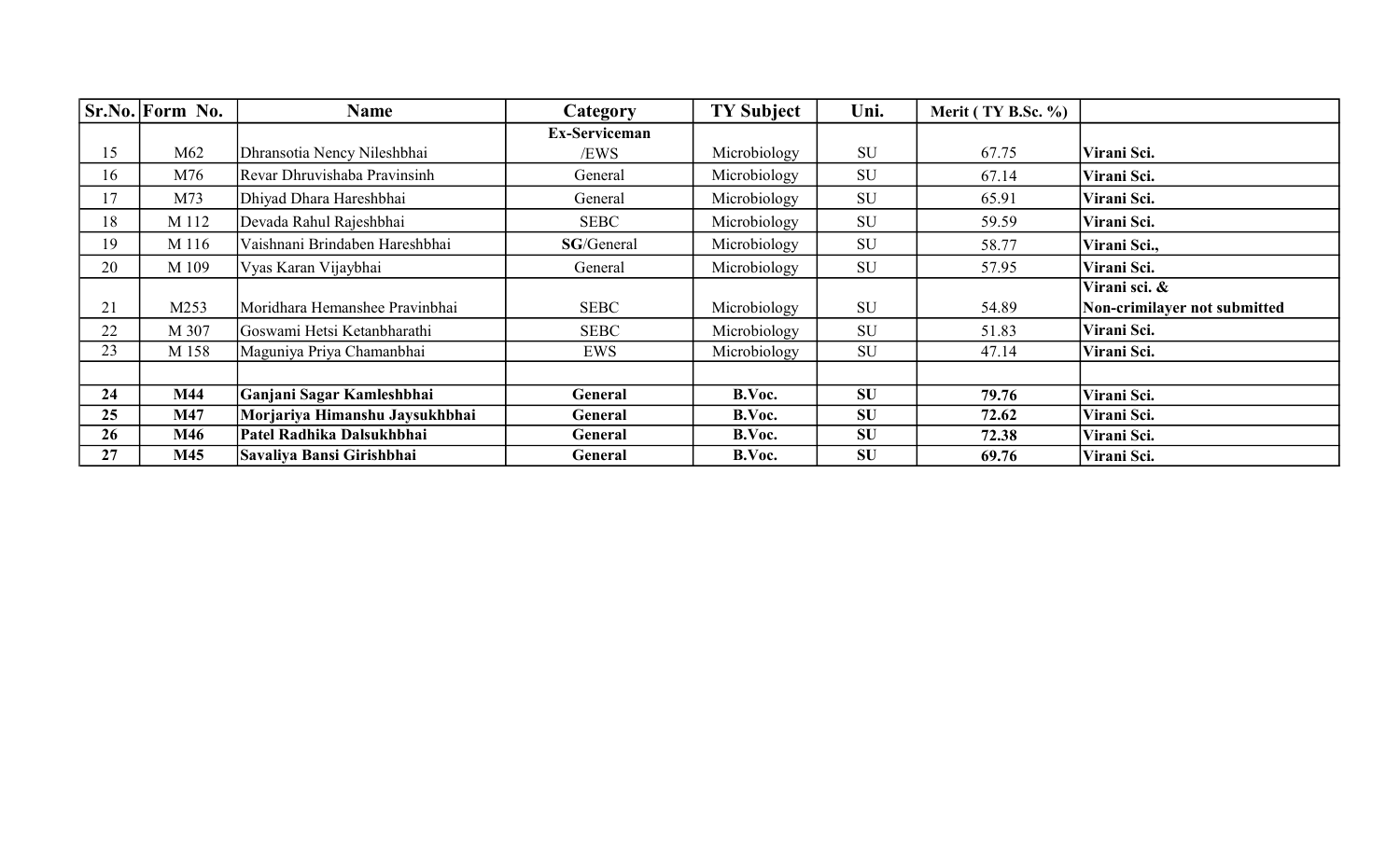| Sr.No. | Form No. | Name | Category | TY Subject | Uni. | Merit ( TY B.Sc. %) | |
|---|---|---|---|---|---|---|---|
| 15 | M62 | Dhransotia Nency Nileshbhai | **Ex-Serviceman** /EWS | Microbiology | SU | 67.75 | **Virani Sci.** |
| 16 | M76 | Revar Dhruvishaba Pravinsinh | General | Microbiology | SU | 67.14 | **Virani Sci.** |
| 17 | M73 | Dhiyad Dhara Hareshbhai | General | Microbiology | SU | 65.91 | **Virani Sci.** |
| 18 | M 112 | Devada Rahul Rajeshbhai | SEBC | Microbiology | SU | 59.59 | **Virani Sci.** |
| 19 | M 116 | Vaishnani Brindaben Hareshbhai | **SG**/General | Microbiology | SU | 58.77 | **Virani Sci.,** |
| 20 | M 109 | Vyas Karan Vijaybhai | General | Microbiology | SU | 57.95 | **Virani Sci.** |
| 21 | M253 | Moridhara Hemanshee Pravinbhai | SEBC | Microbiology | SU | 54.89 | **Virani sci. & Non-crimilayer not submitted** |
| 22 | M 307 | Goswami Hetsi Ketanbharathi | SEBC | Microbiology | SU | 51.83 | **Virani Sci.** |
| 23 | M 158 | Maguniya Priya Chamanbhai | EWS | Microbiology | SU | 47.14 | **Virani Sci.** |
| | | | | | | | |
| **24** | **M44** | **Ganjani Sagar Kamleshbhai** | **General** | **B.Voc.** | **SU** | **79.76** | **Virani Sci.** |
| **25** | **M47** | **Morjariya Himanshu Jaysukhbhai** | **General** | **B.Voc.** | **SU** | **72.62** | **Virani Sci.** |
| **26** | **M46** | **Patel Radhika Dalsukhbhai** | **General** | **B.Voc.** | **SU** | **72.38** | **Virani Sci.** |
| **27** | **M45** | **Savaliya Bansi Girishbhai** | **General** | **B.Voc.** | **SU** | **69.76** | **Virani Sci.** |